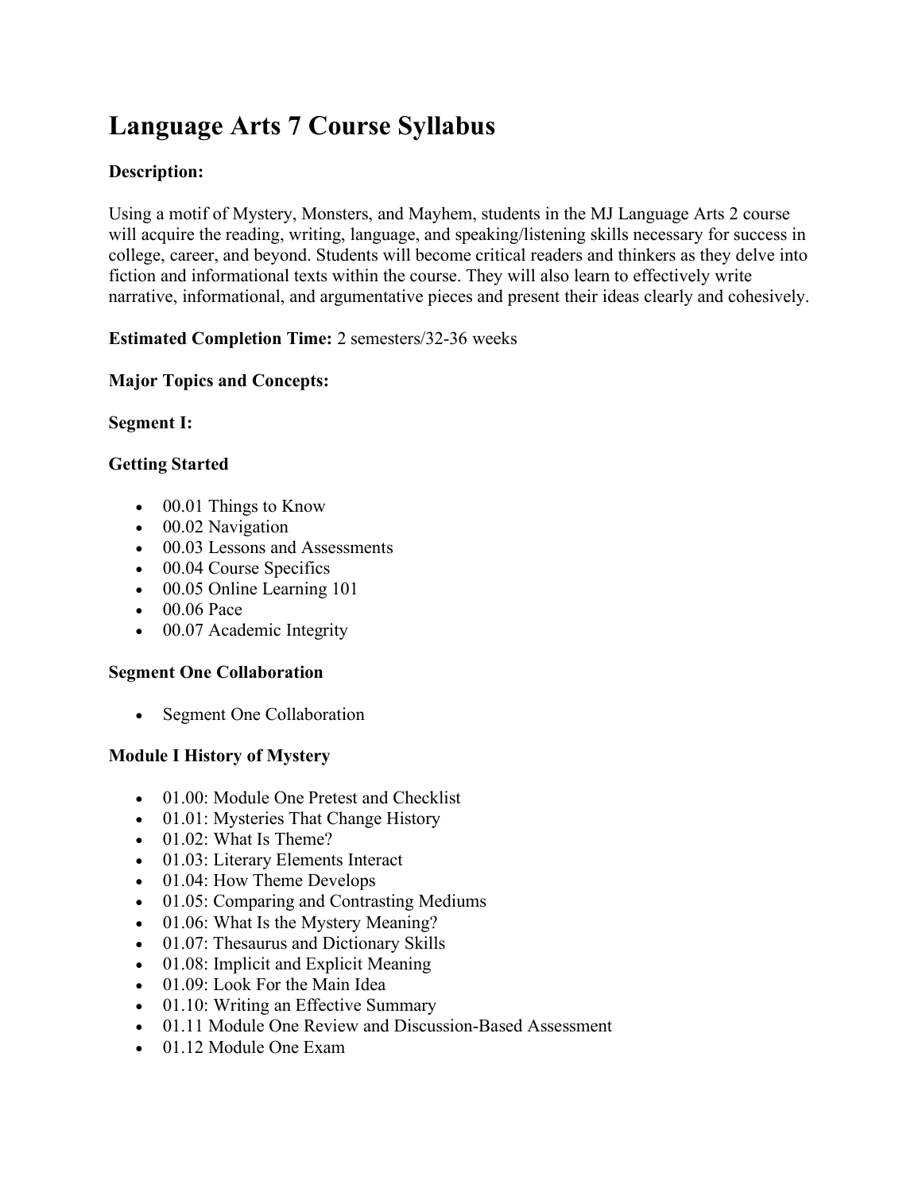# Language Arts 7 Course Syllabus

**Description:**

Using a motif of Mystery, Monsters, and Mayhem, students in the MJ Language Arts 2 course will acquire the reading, writing, language, and speaking/listening skills necessary for success in college, career, and beyond. Students will become critical readers and thinkers as they delve into fiction and informational texts within the course. They will also learn to effectively write narrative, informational, and argumentative pieces and present their ideas clearly and cohesively.

**Estimated Completion Time:** 2 semesters/32-36 weeks

**Major Topics and Concepts:**

**Segment I:**

**Getting Started**

- 00.01 Things to Know
- 00.02 Navigation
- 00.03 Lessons and Assessments
- 00.04 Course Specifics
- 00.05 Online Learning 101
- 00.06 Pace
- 00.07 Academic Integrity

**Segment One Collaboration**

- Segment One Collaboration

**Module I History of Mystery**

- 01.00: Module One Pretest and Checklist
- 01.01: Mysteries That Change History
- 01.02: What Is Theme?
- 01.03: Literary Elements Interact
- 01.04: How Theme Develops
- 01.05: Comparing and Contrasting Mediums
- 01.06: What Is the Mystery Meaning?
- 01.07: Thesaurus and Dictionary Skills
- 01.08: Implicit and Explicit Meaning
- 01.09: Look For the Main Idea
- 01.10: Writing an Effective Summary
- 01.11 Module One Review and Discussion-Based Assessment
- 01.12 Module One Exam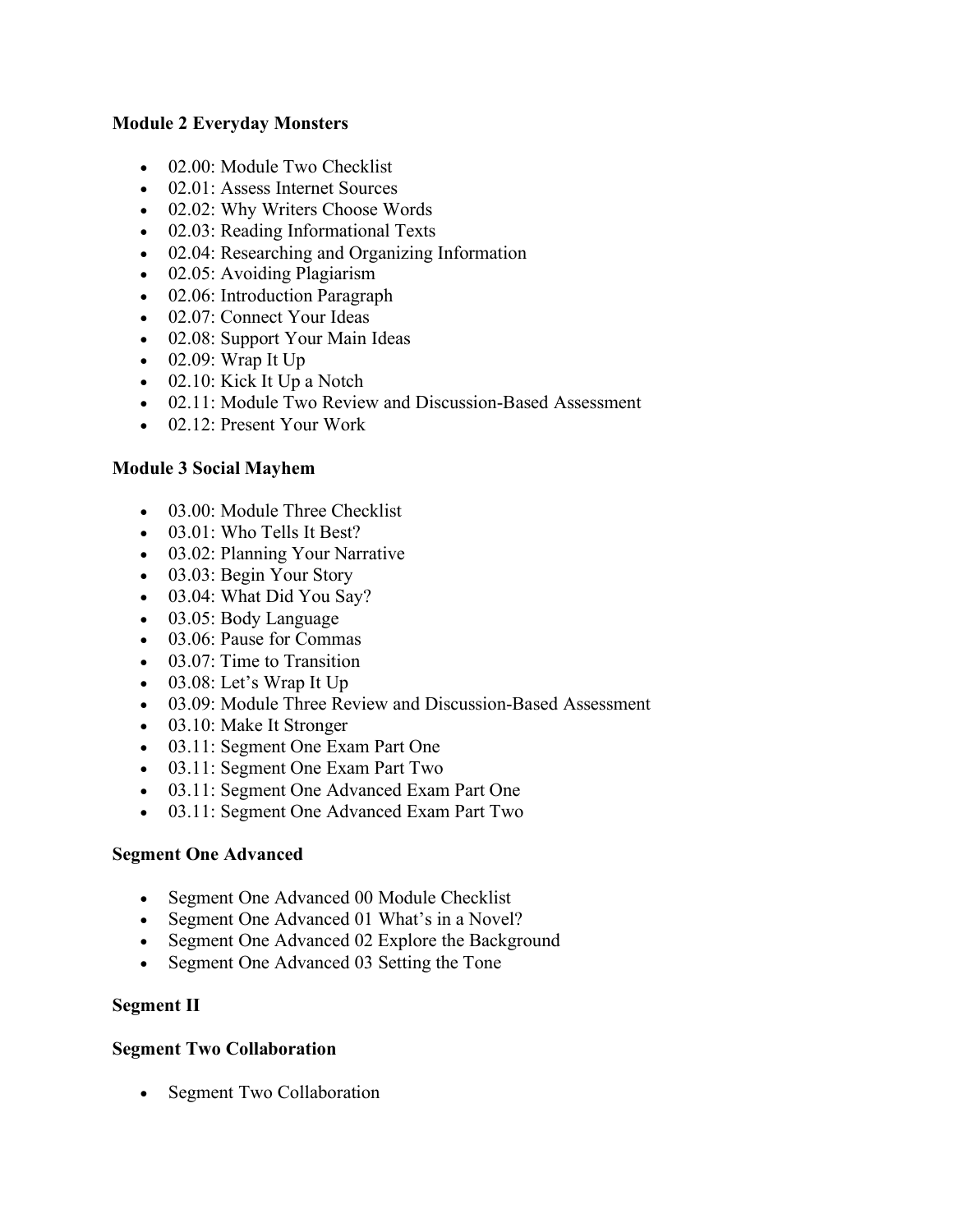**Module 2 Everyday Monsters**

- 02.00: Module Two Checklist
- 02.01: Assess Internet Sources
- 02.02: Why Writers Choose Words
- 02.03: Reading Informational Texts
- 02.04: Researching and Organizing Information
- 02.05: Avoiding Plagiarism
- 02.06: Introduction Paragraph
- 02.07: Connect Your Ideas
- 02.08: Support Your Main Ideas
- 02.09: Wrap It Up
- 02.10: Kick It Up a Notch
- 02.11: Module Two Review and Discussion-Based Assessment
- 02.12: Present Your Work

**Module 3 Social Mayhem**

- 03.00: Module Three Checklist
- 03.01: Who Tells It Best?
- 03.02: Planning Your Narrative
- 03.03: Begin Your Story
- 03.04: What Did You Say?
- 03.05: Body Language
- 03.06: Pause for Commas
- 03.07: Time to Transition
- 03.08: Let's Wrap It Up
- 03.09: Module Three Review and Discussion-Based Assessment
- 03.10: Make It Stronger
- 03.11: Segment One Exam Part One
- 03.11: Segment One Exam Part Two
- 03.11: Segment One Advanced Exam Part One
- 03.11: Segment One Advanced Exam Part Two

**Segment One Advanced**

- Segment One Advanced 00 Module Checklist
- Segment One Advanced 01 What's in a Novel?
- Segment One Advanced 02 Explore the Background
- Segment One Advanced 03 Setting the Tone

**Segment II**

**Segment Two Collaboration**

- Segment Two Collaboration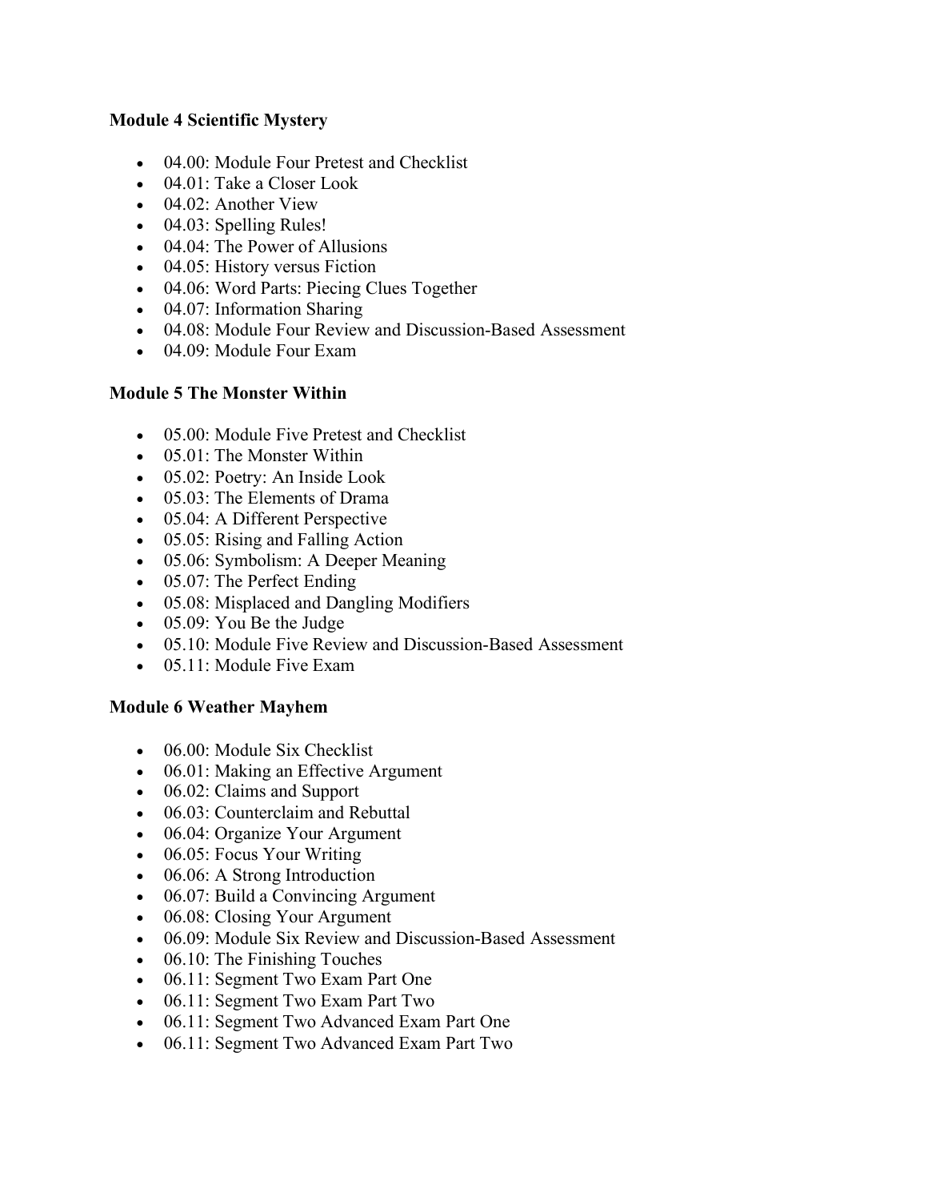**Module 4 Scientific Mystery**

- 04.00: Module Four Pretest and Checklist
- 04.01: Take a Closer Look
- 04.02: Another View
- 04.03: Spelling Rules!
- 04.04: The Power of Allusions
- 04.05: History versus Fiction
- 04.06: Word Parts: Piecing Clues Together
- 04.07: Information Sharing
- 04.08: Module Four Review and Discussion-Based Assessment
- 04.09: Module Four Exam

**Module 5 The Monster Within**

- 05.00: Module Five Pretest and Checklist
- 05.01: The Monster Within
- 05.02: Poetry: An Inside Look
- 05.03: The Elements of Drama
- 05.04: A Different Perspective
- 05.05: Rising and Falling Action
- 05.06: Symbolism: A Deeper Meaning
- 05.07: The Perfect Ending
- 05.08: Misplaced and Dangling Modifiers
- 05.09: You Be the Judge
- 05.10: Module Five Review and Discussion-Based Assessment
- 05.11: Module Five Exam

**Module 6 Weather Mayhem**

- 06.00: Module Six Checklist
- 06.01: Making an Effective Argument
- 06.02: Claims and Support
- 06.03: Counterclaim and Rebuttal
- 06.04: Organize Your Argument
- 06.05: Focus Your Writing
- 06.06: A Strong Introduction
- 06.07: Build a Convincing Argument
- 06.08: Closing Your Argument
- 06.09: Module Six Review and Discussion-Based Assessment
- 06.10: The Finishing Touches
- 06.11: Segment Two Exam Part One
- 06.11: Segment Two Exam Part Two
- 06.11: Segment Two Advanced Exam Part One
- 06.11: Segment Two Advanced Exam Part Two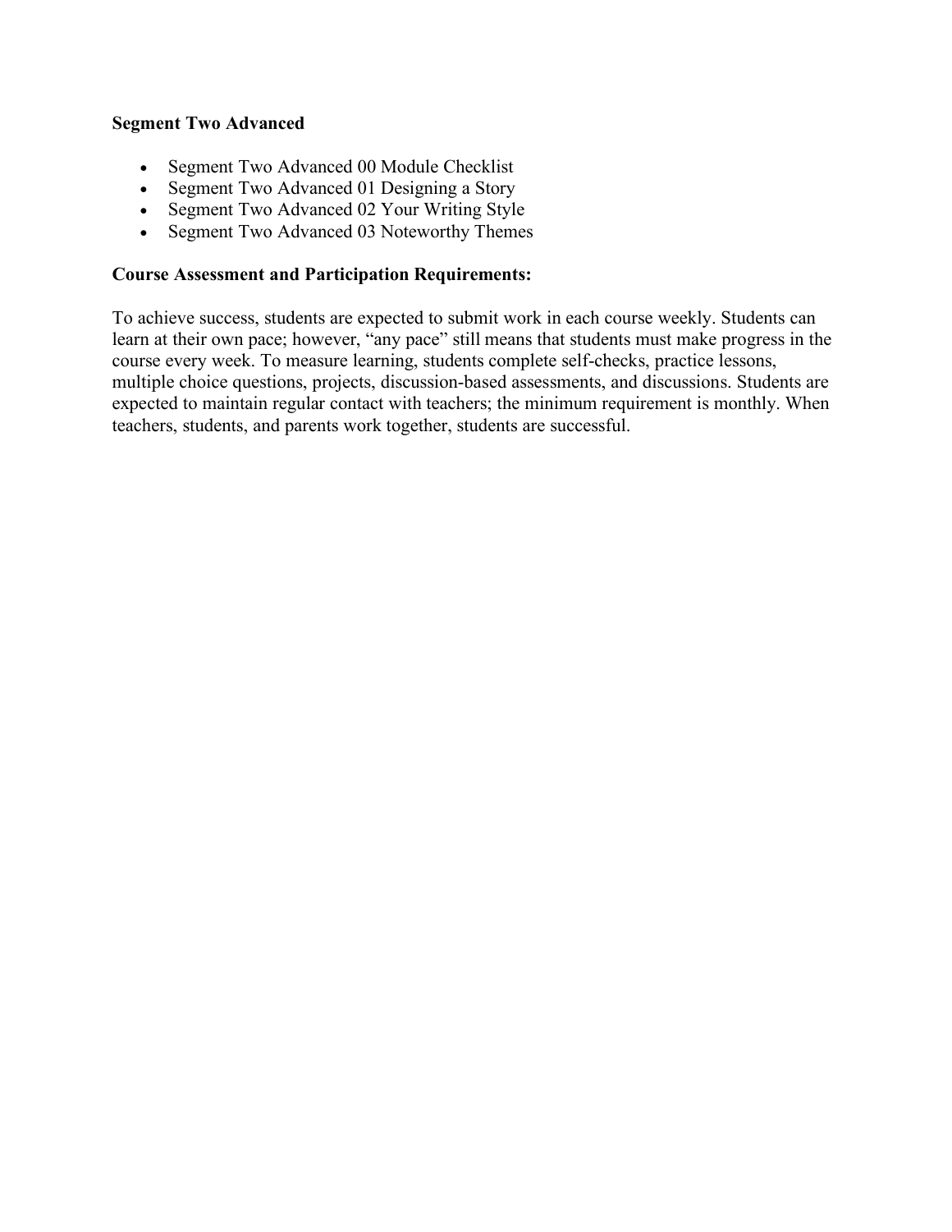**Segment Two Advanced**

- Segment Two Advanced 00 Module Checklist
- Segment Two Advanced 01 Designing a Story
- Segment Two Advanced 02 Your Writing Style
- Segment Two Advanced 03 Noteworthy Themes

**Course Assessment and Participation Requirements:**

To achieve success, students are expected to submit work in each course weekly. Students can learn at their own pace; however, "any pace" still means that students must make progress in the course every week. To measure learning, students complete self-checks, practice lessons, multiple choice questions, projects, discussion-based assessments, and discussions. Students are expected to maintain regular contact with teachers; the minimum requirement is monthly. When teachers, students, and parents work together, students are successful.